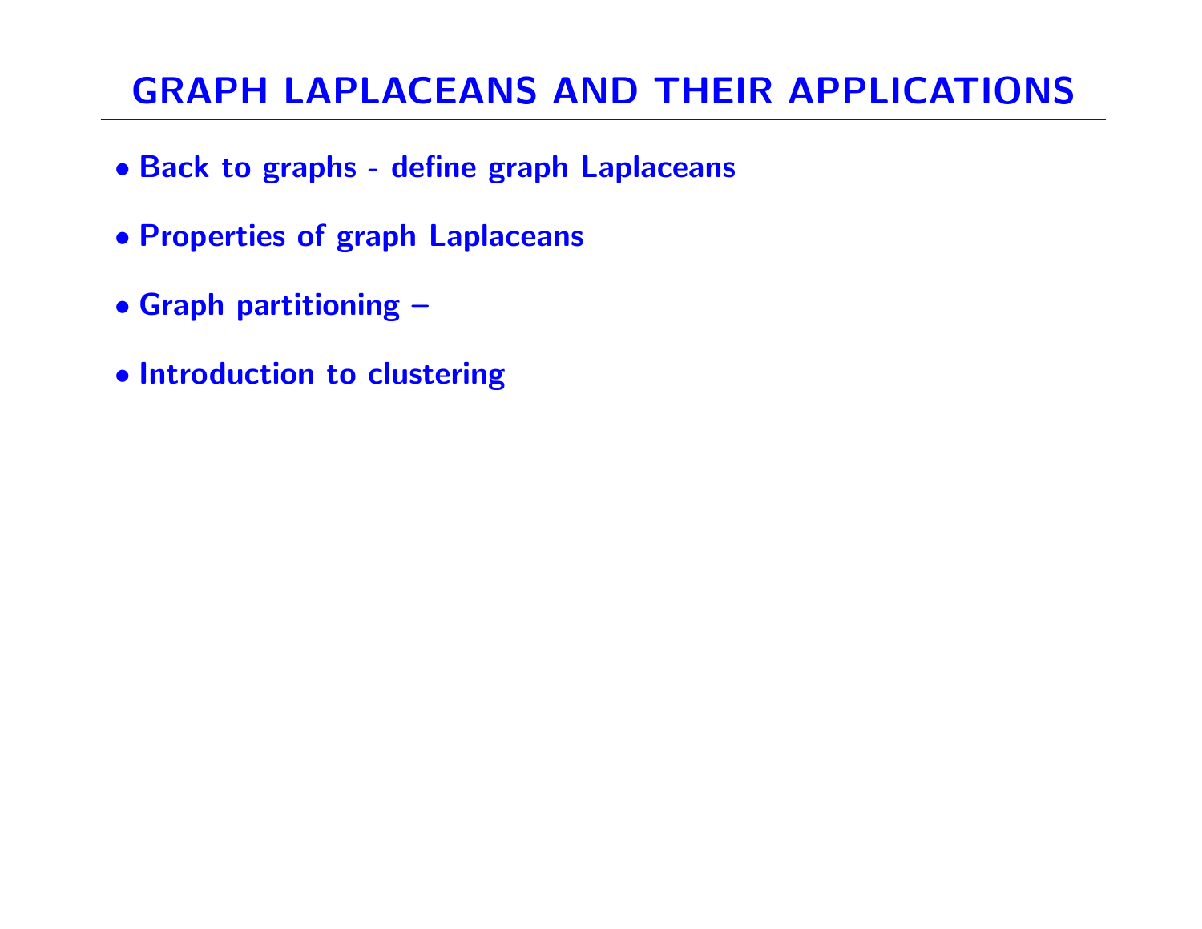# GRAPH LAPLACEANS AND THEIR APPLICATIONS

- **Back to graphs - define graph Laplaceans**
- **Properties of graph Laplaceans**
- **Graph partitioning –**
- **Introduction to clustering**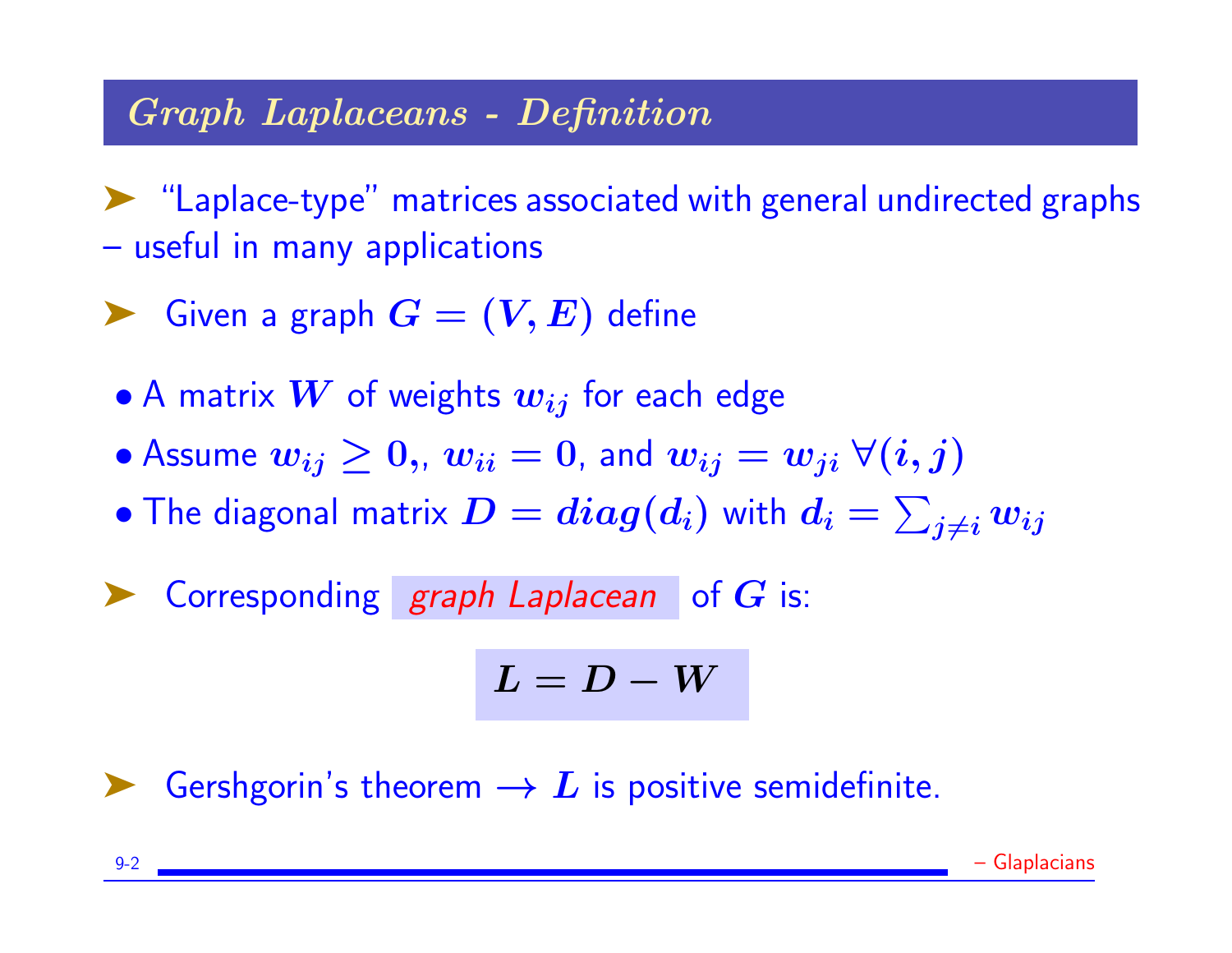## Graph Laplaceans - Definition

- "Laplace-type" matrices associated with general undirected graphs – useful in many applications

- Given a graph $G = (V, E)$ define

  - A matrix $W$ of weights $w_{ij}$ for each edge
  - Assume $w_{ij} \geq 0,$, $w_{ii} = 0$, and $w_{ij} = w_{ji} \; \forall(i, j)$
  - The diagonal matrix $D = diag(d_i)$ with $d_i = \sum_{j \neq i} w_{ij}$

- Corresponding *graph Laplacean* of $G$ is:

$$L = D - W$$

- Gershgorin's theorem $\rightarrow$ $L$ is positive semidefinite.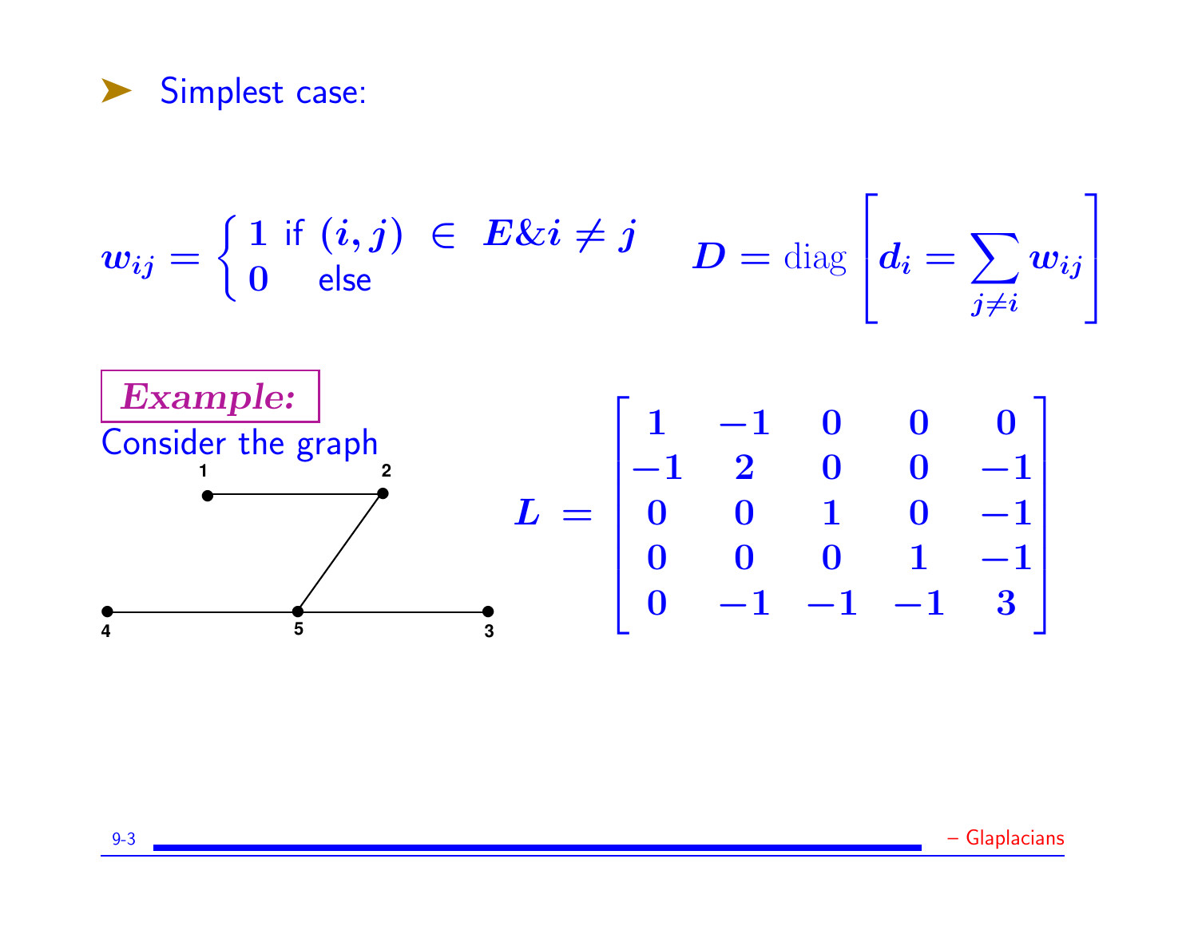- Simplest case:

$$w_{ij} = \begin{cases} 1 \text{ if } (i,j) \in E \& i \neq j \\ 0 \quad \text{else} \end{cases} \qquad D = \text{diag}\left[d_i = \sum_{j \neq i} w_{ij}\right]$$

***Example:***

Consider the graph

$$L = \begin{bmatrix} 1 & -1 & 0 & 0 & 0 \\ -1 & 2 & 0 & 0 & -1 \\ 0 & 0 & 1 & 0 & -1 \\ 0 & 0 & 0 & 1 & -1 \\ 0 & -1 & -1 & -1 & 3 \end{bmatrix}$$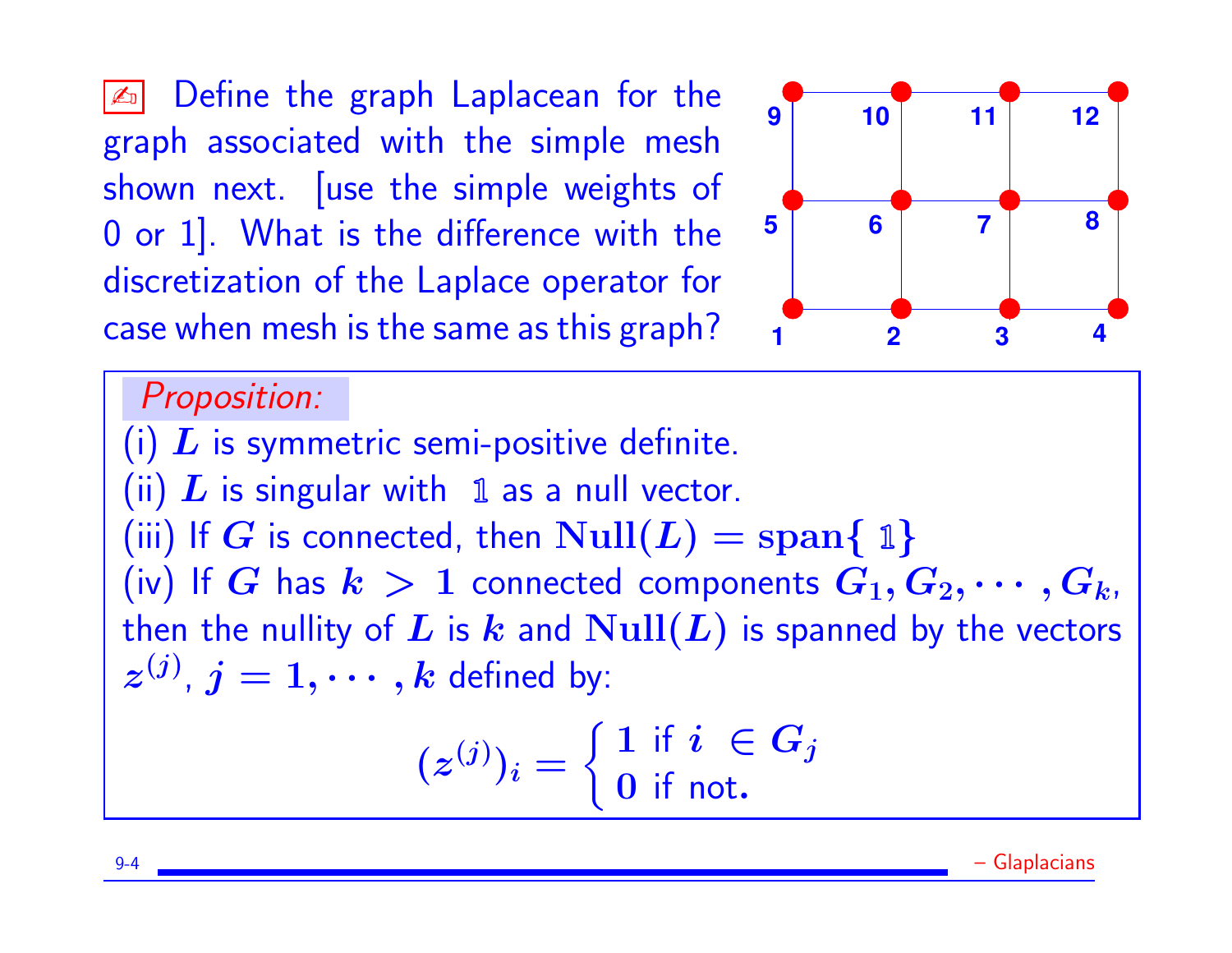✍ Define the graph Laplacean for the graph associated with the simple mesh shown next. [use the simple weights of 0 or 1]. What is the difference with the discretization of the Laplace operator for case when mesh is the same as this graph?

*Proposition:*

(i) $L$ is symmetric semi-positive definite.

(ii) $L$ is singular with $\mathbb{1}$ as a null vector.

(iii) If $G$ is connected, then $\mathbf{Null}(L) = \mathbf{span}\{\mathbb{1}\}$

(iv) If $G$ has $k > 1$ connected components $G_1, G_2, \cdots, G_k$, then the nullity of $L$ is $k$ and $\mathbf{Null}(L)$ is spanned by the vectors $z^{(j)}$, $j = 1, \cdots, k$ defined by:

$$(z^{(j)})_i = \begin{cases} 1 \text{ if } i \in G_j \\ 0 \text{ if not.} \end{cases}$$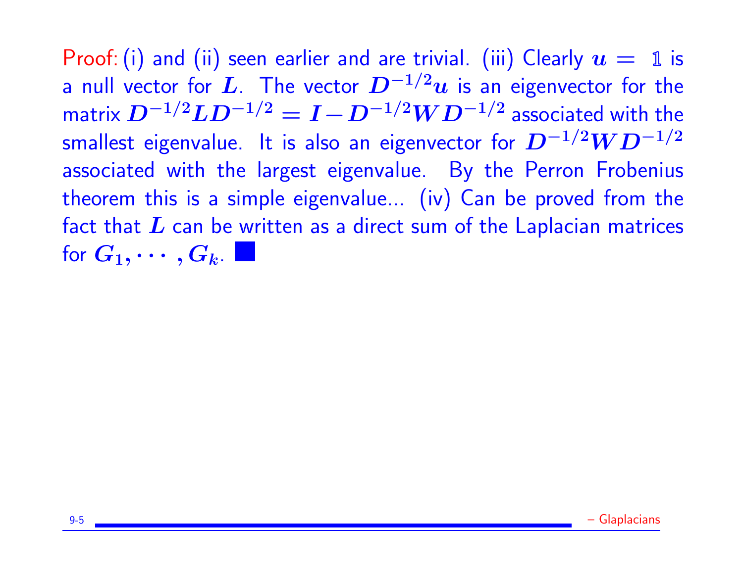Proof: (i) and (ii) seen earlier and are trivial. (iii) Clearly $u = \mathbb{1}$ is a null vector for $L$. The vector $D^{-1/2}u$ is an eigenvector for the matrix $D^{-1/2}LD^{-1/2} = I - D^{-1/2}WD^{-1/2}$ associated with the smallest eigenvalue. It is also an eigenvector for $D^{-1/2}WD^{-1/2}$ associated with the largest eigenvalue. By the Perron Frobenius theorem this is a simple eigenvalue... (iv) Can be proved from the fact that $L$ can be written as a direct sum of the Laplacian matrices for $G_1, \cdots, G_k$. ■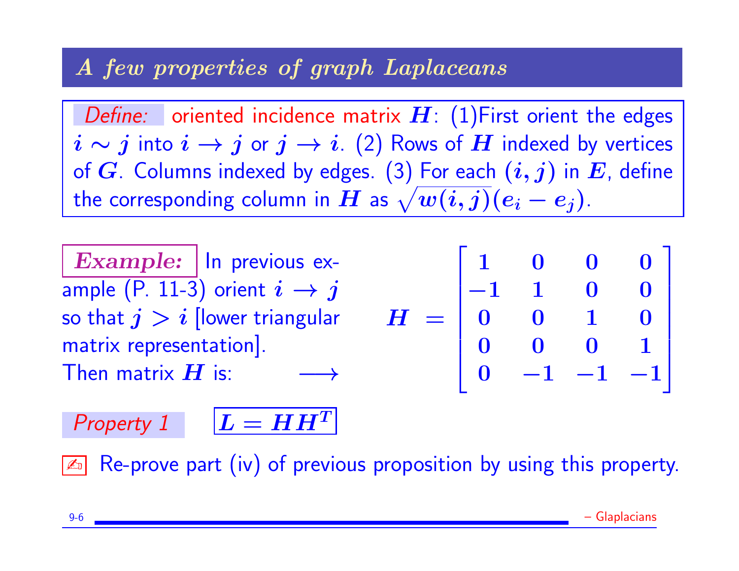## A few properties of graph Laplaceans

*Define:* oriented incidence matrix $H$: (1)First orient the edges $i \sim j$ into $i \to j$ or $j \to i$. (2) Rows of $H$ indexed by vertices of $G$. Columns indexed by edges. (3) For each $(i, j)$ in $E$, define the corresponding column in $H$ as $\sqrt{w(i,j)}(e_i - e_j)$.

**Example:** In previous example (P. 11-3) orient $i \to j$ so that $j > i$ [lower triangular matrix representation]. Then matrix $H$ is: $\longrightarrow$

$$H = \begin{bmatrix} 1 & 0 & 0 & 0 \\ -1 & 1 & 0 & 0 \\ 0 & 0 & 1 & 0 \\ 0 & 0 & 0 & 1 \\ 0 & -1 & -1 & -1 \end{bmatrix}$$

*Property 1* $\boxed{L = HH^T}$

✍ Re-prove part (iv) of previous proposition by using this property.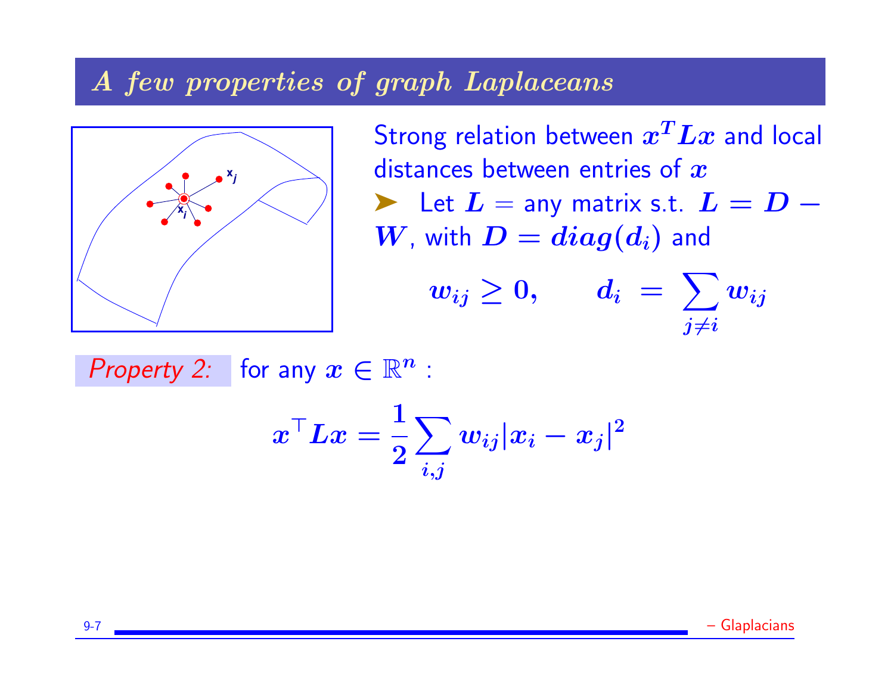# A few properties of graph Laplaceans

Strong relation between $x^T L x$ and local distances between entries of $x$

➤ Let $L$ = any matrix s.t. $L = D - W$, with $D = diag(d_i)$ and

$$w_{ij} \geq 0, \qquad d_i = \sum_{j \neq i} w_{ij}$$

*Property 2:* for any $x \in \mathbb{R}^n$ :

$$x^\top L x = \frac{1}{2} \sum_{i,j} w_{ij} |x_i - x_j|^2$$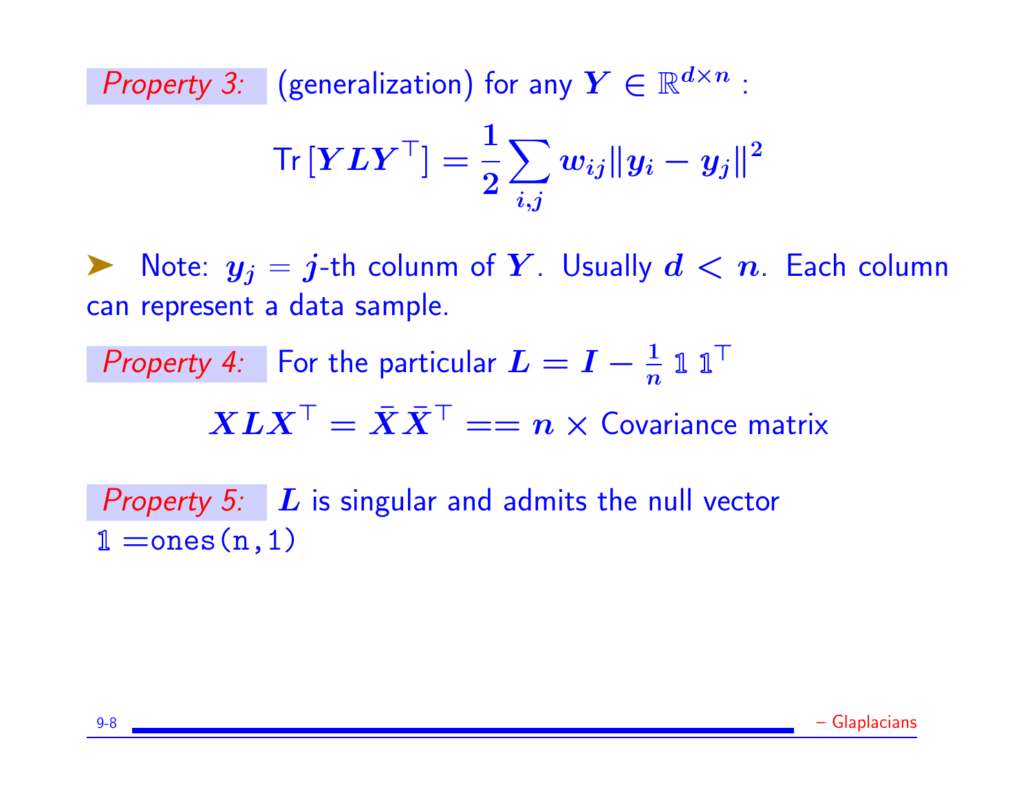*Property 3:* (generalization) for any $Y \in \mathbb{R}^{d \times n}$ :

$$\text{Tr}\left[YLY^\top\right] = \frac{1}{2}\sum_{i,j} w_{ij}\|y_i - y_j\|^2$$

➤ Note: $y_j = j$-th colunm of $Y$. Usually $d < n$. Each column can represent a data sample.

*Property 4:* For the particular $L = I - \frac{1}{n}\mathbb{1}\,\mathbb{1}^\top$

$$XLX^\top = \bar{X}\bar{X}^\top == n \times \text{Covariance matrix}$$

*Property 5:* $L$ is singular and admits the null vector $\mathbb{1}$ =`ones(n,1)`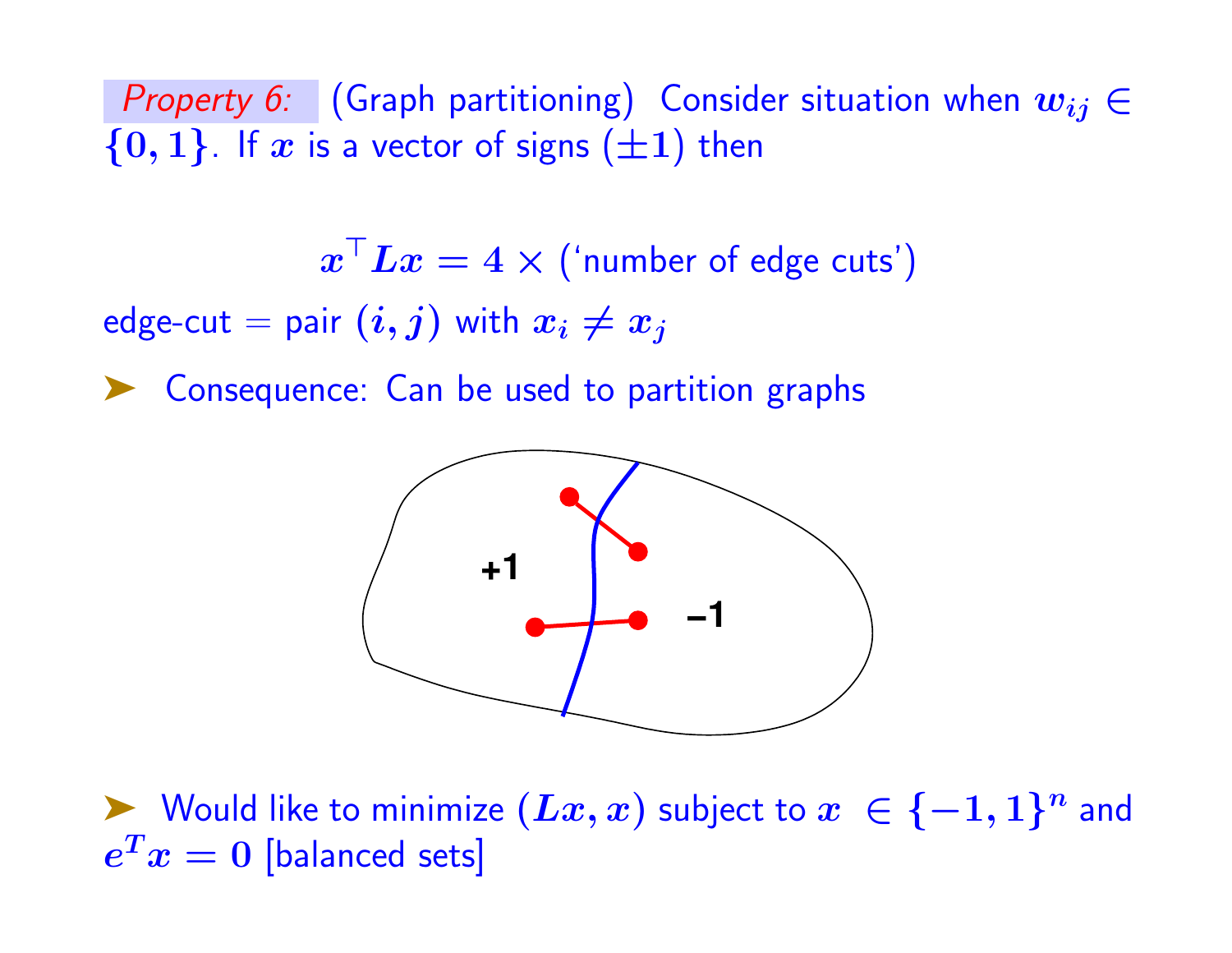*Property 6:* (Graph partitioning) Consider situation when $w_{ij} \in \{0, 1\}$. If $x$ is a vector of signs ($\pm 1$) then

$$x^\top L x = 4 \times (\text{'number of edge cuts'})$$

edge-cut = pair $(i, j)$ with $x_i \neq x_j$

- Consequence: Can be used to partition graphs

- Would like to minimize $(Lx, x)$ subject to $x \in \{-1, 1\}^n$ and $e^T x = 0$ [balanced sets]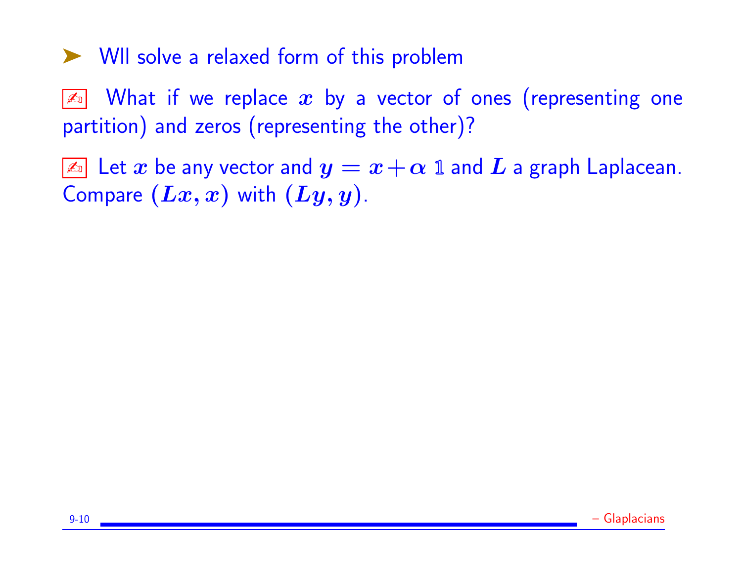➤ Wll solve a relaxed form of this problem

✍ What if we replace $x$ by a vector of ones (representing one partition) and zeros (representing the other)?

✍ Let $x$ be any vector and $y = x + \alpha \mathbb{1}$ and $L$ a graph Laplacean. Compare $(Lx, x)$ with $(Ly, y)$.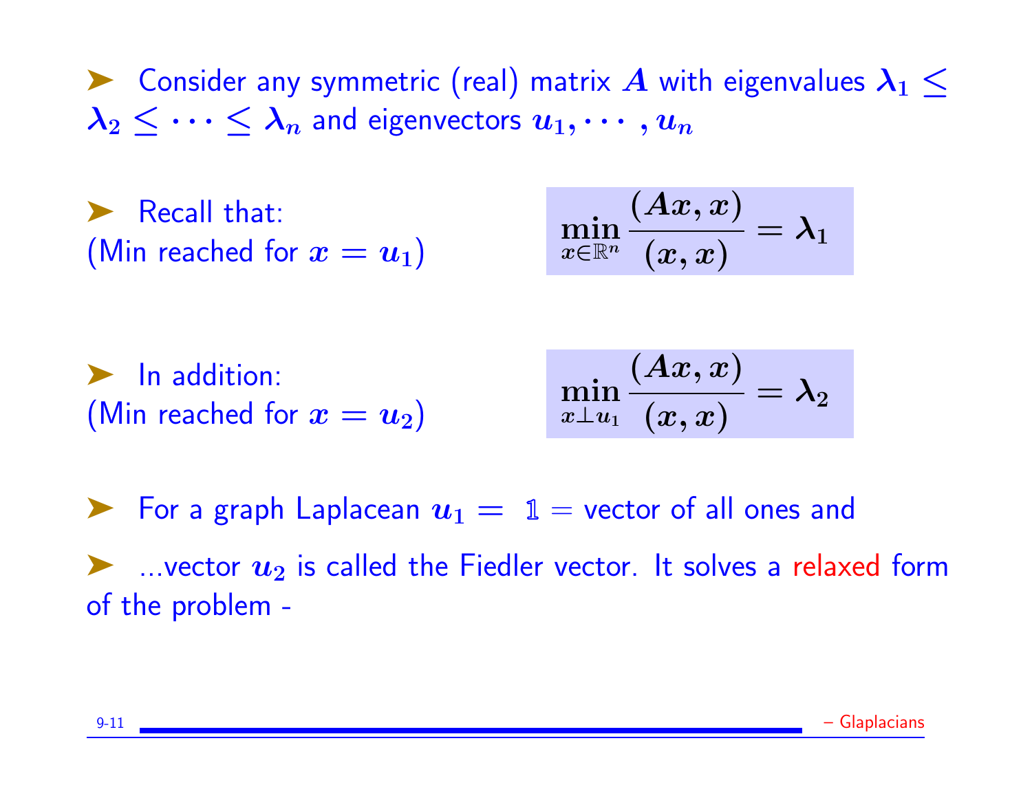- Consider any symmetric (real) matrix $A$ with eigenvalues $\lambda_1 \leq \lambda_2 \leq \cdots \leq \lambda_n$ and eigenvectors $u_1, \cdots, u_n$

- Recall that:
(Min reached for $x = u_1$)

$$\min_{x \in \mathbb{R}^n} \frac{(Ax, x)}{(x, x)} = \lambda_1$$

- In addition:
(Min reached for $x = u_2$)

$$\min_{x \perp u_1} \frac{(Ax, x)}{(x, x)} = \lambda_2$$

- For a graph Laplacean $u_1 = \mathbb{1}$ = vector of all ones and

- ...vector $u_2$ is called the Fiedler vector. It solves a relaxed form of the problem -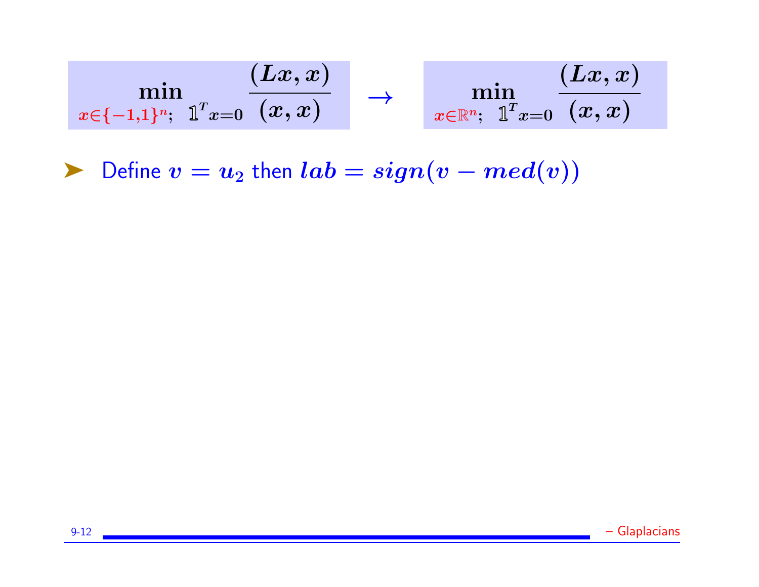$$\min_{x \in \{-1,1\}^n;\ \mathbb{1}^T x = 0} \frac{(Lx, x)}{(x, x)} \quad \rightarrow \quad \min_{x \in \mathbb{R}^n;\ \mathbb{1}^T x = 0} \frac{(Lx, x)}{(x, x)}$$

- Define $v = u_2$ then $lab = sign(v - med(v))$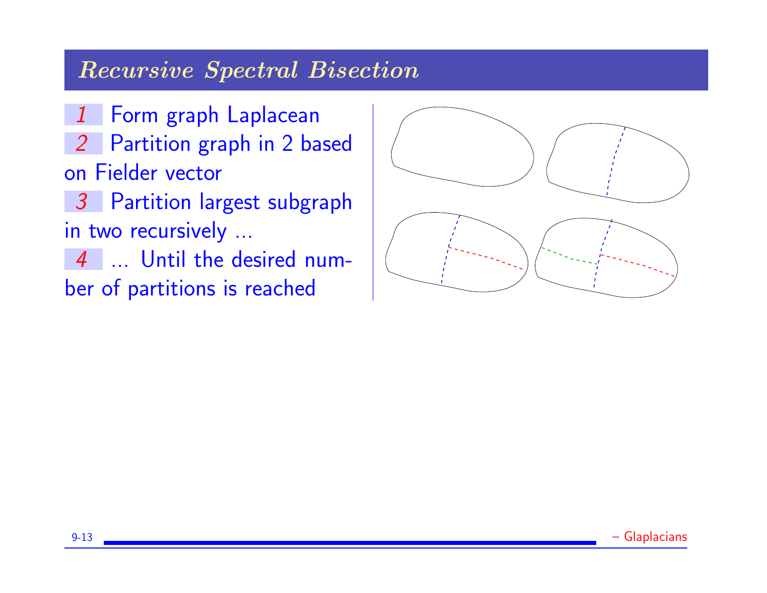## Recursive Spectral Bisection

1. Form graph Laplacean
2. Partition graph in 2 based on Fielder vector
3. Partition largest subgraph in two recursively ...
4. ... Until the desired number of partitions is reached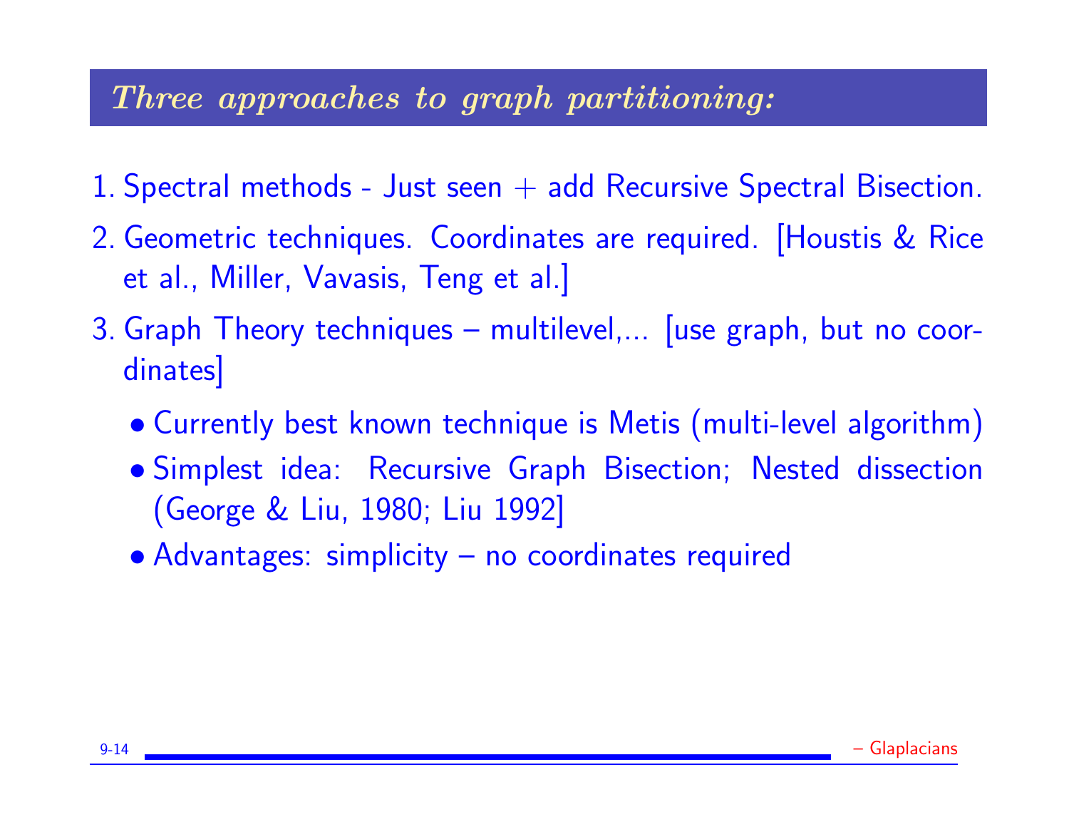## *Three approaches to graph partitioning:*

1. Spectral methods - Just seen + add Recursive Spectral Bisection.
2. Geometric techniques. Coordinates are required. [Houstis & Rice et al., Miller, Vavasis, Teng et al.]
3. Graph Theory techniques – multilevel,... [use graph, but no coordinates]
   - Currently best known technique is Metis (multi-level algorithm)
   - Simplest idea: Recursive Graph Bisection; Nested dissection (George & Liu, 1980; Liu 1992]
   - Advantages: simplicity – no coordinates required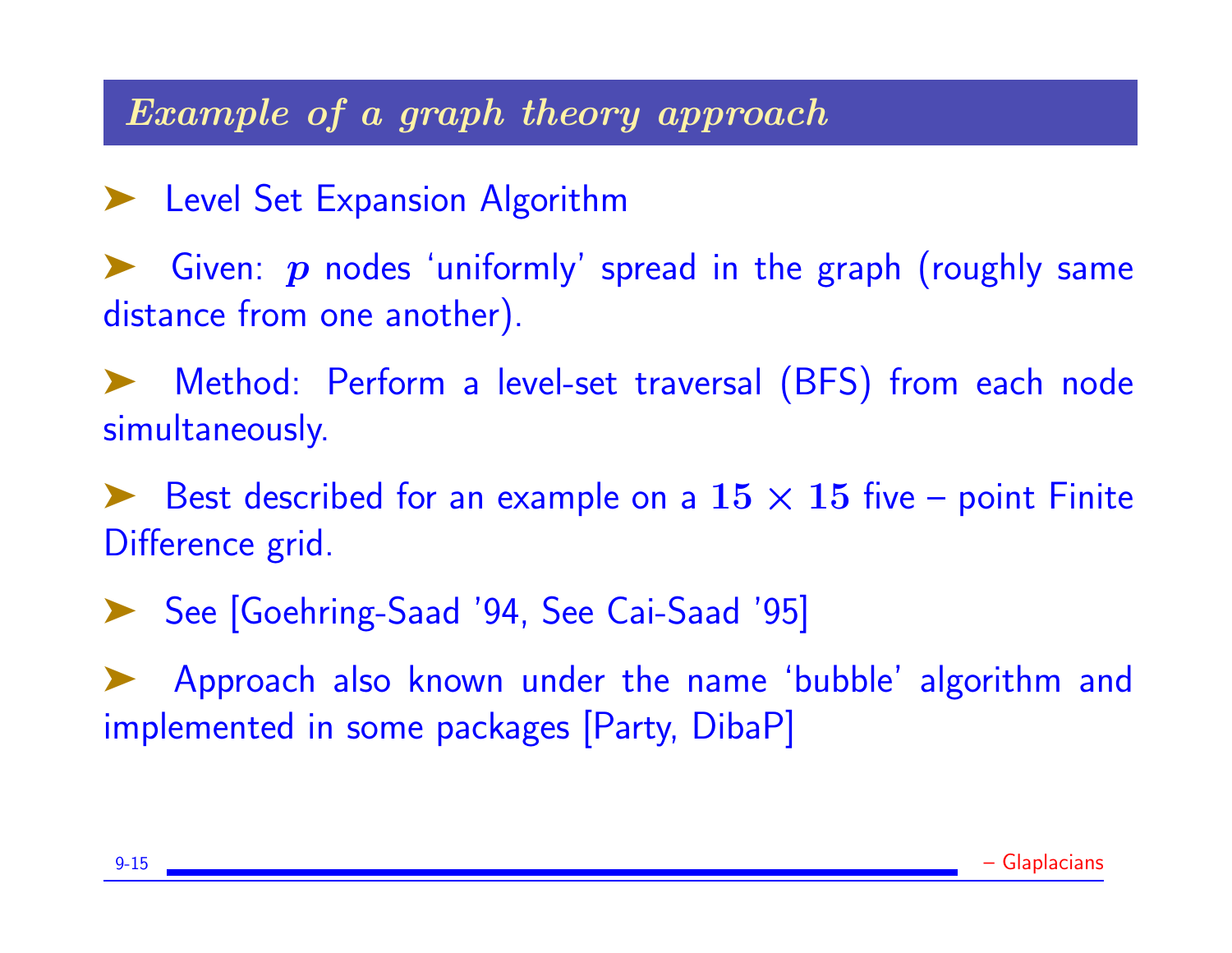## *Example of a graph theory approach*

- Level Set Expansion Algorithm
- Given: $p$ nodes 'uniformly' spread in the graph (roughly same distance from one another).
- Method: Perform a level-set traversal (BFS) from each node simultaneously.
- Best described for an example on a $15 \times 15$ five – point Finite Difference grid.
- See [Goehring-Saad '94, See Cai-Saad '95]
- Approach also known under the name 'bubble' algorithm and implemented in some packages [Party, DibaP]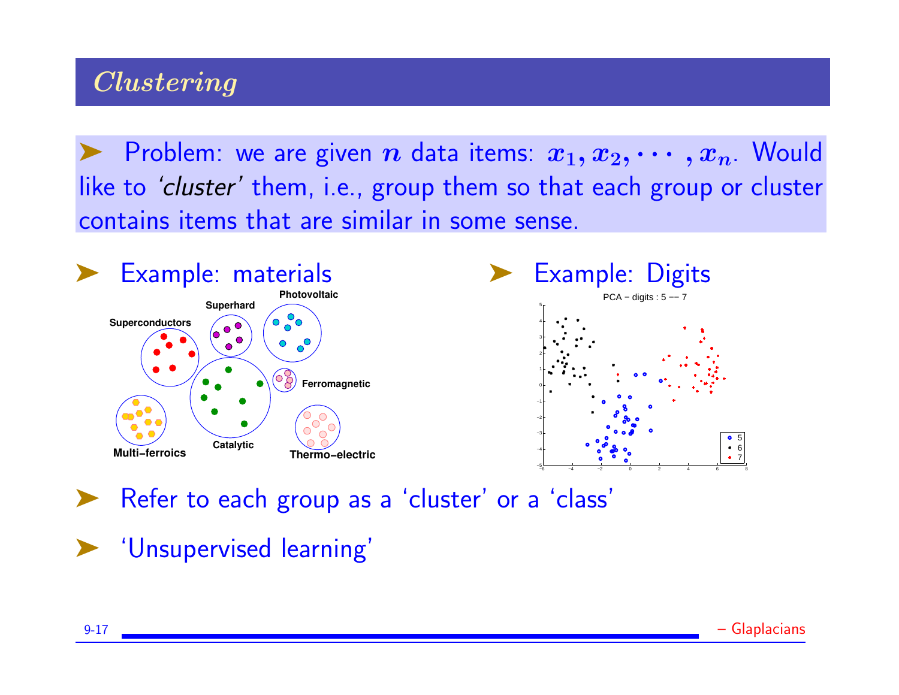## Clustering

- Problem: we are given $n$ data items: $x_1, x_2, \cdots, x_n$. Would like to '*cluster*' them, i.e., group them so that each group or cluster contains items that are similar in some sense.

- Example: materials
- Example: Digits

- Refer to each group as a 'cluster' or a 'class'
- 'Unsupervised learning'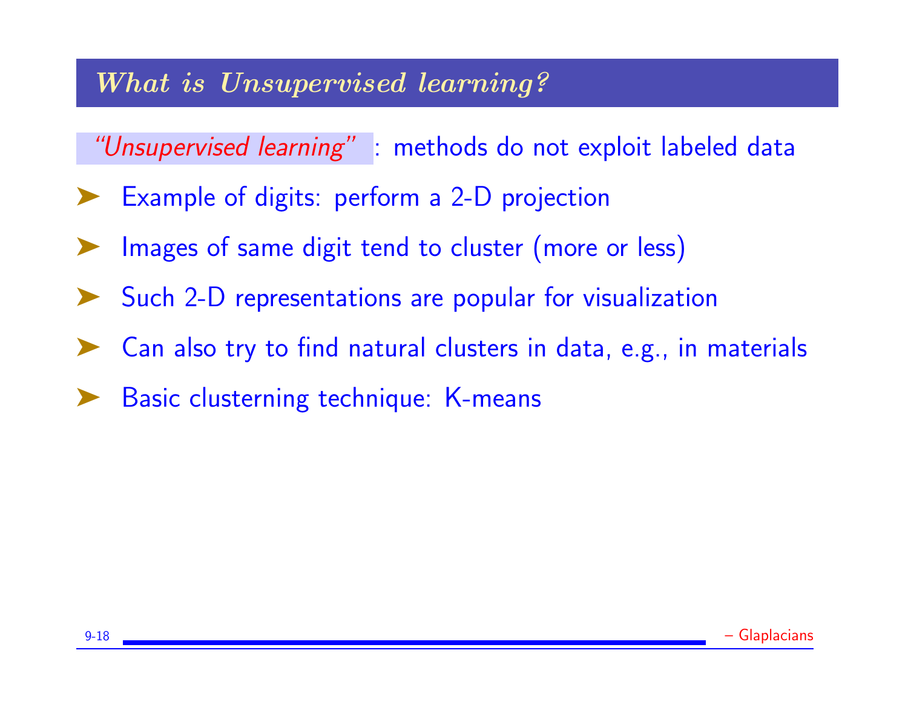## *What is Unsupervised learning?*

*"Unsupervised learning"* : methods do not exploit labeled data

- Example of digits: perform a 2-D projection
- Images of same digit tend to cluster (more or less)
- Such 2-D representations are popular for visualization
- Can also try to find natural clusters in data, e.g., in materials
- Basic clusterning technique: K-means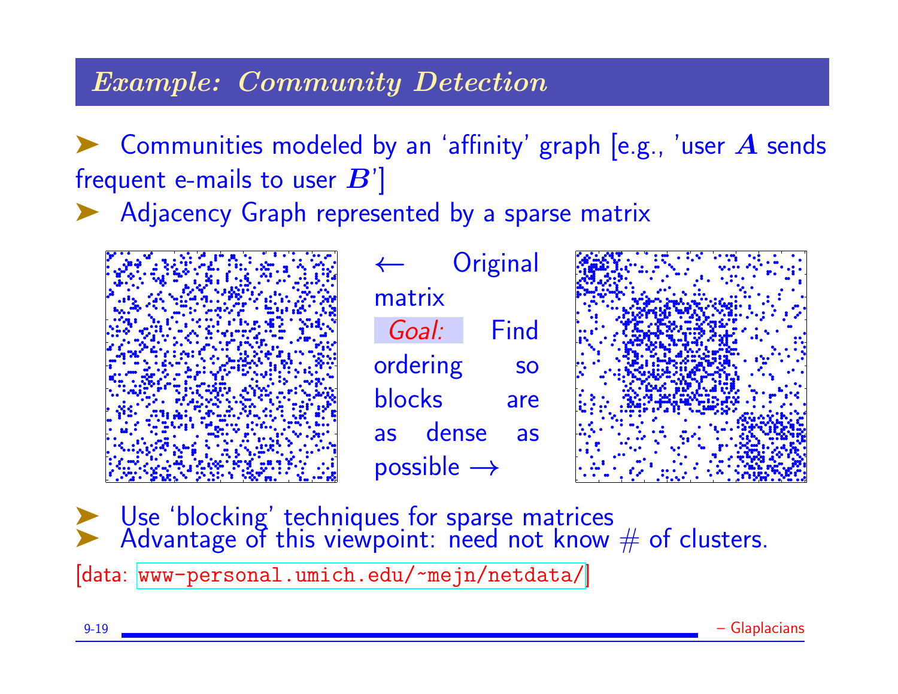## *Example: Community Detection*

- Communities modeled by an 'affinity' graph [e.g., 'user $A$ sends frequent e-mails to user $B$']
- Adjacency Graph represented by a sparse matrix

← Original matrix

*Goal:* Find ordering so blocks are as dense as possible →

- Use 'blocking' techniques for sparse matrices
- Advantage of this viewpoint: need not know # of clusters.

[data: www-personal.umich.edu/~mejn/netdata/]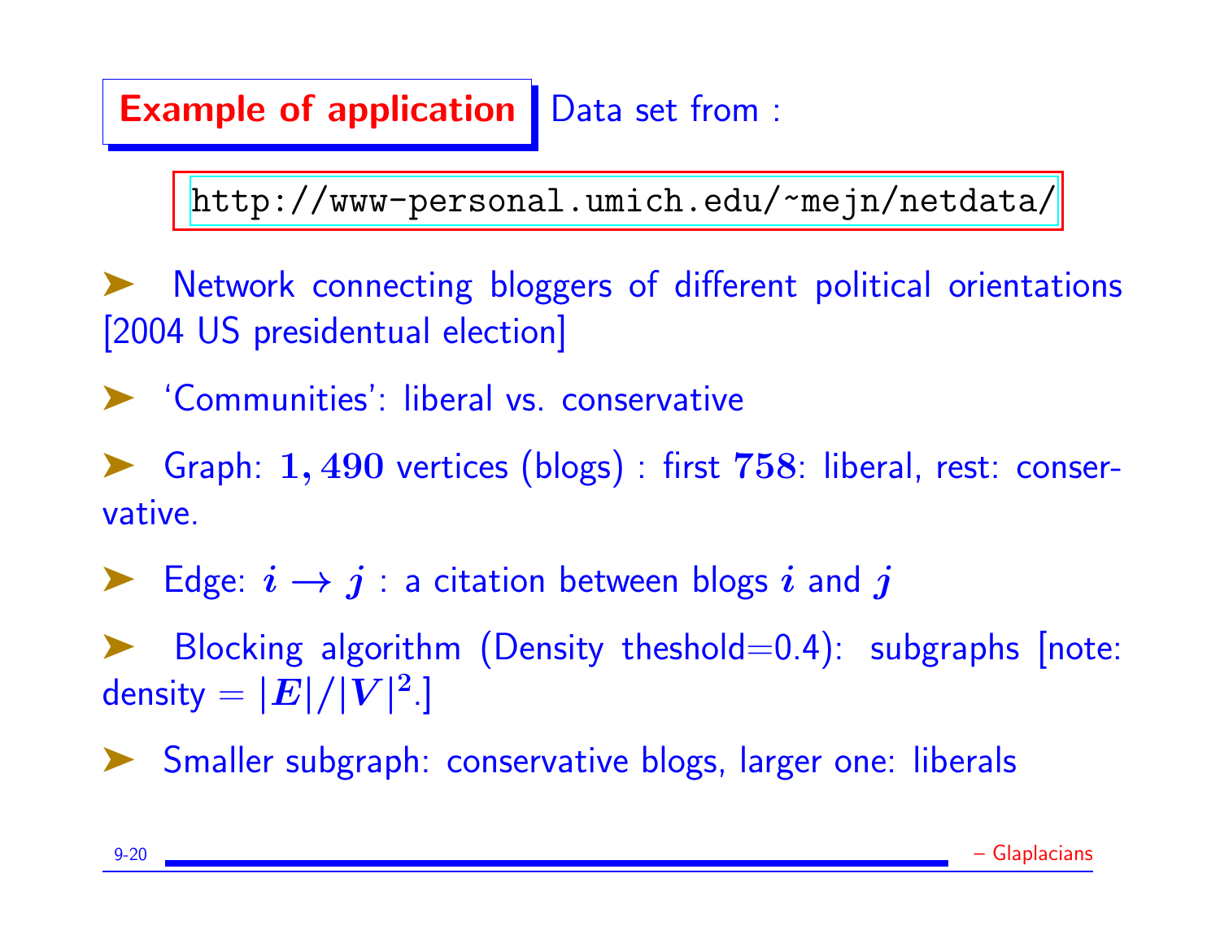**Example of application** Data set from :

http://www-personal.umich.edu/~mejn/netdata/

- Network connecting bloggers of different political orientations [2004 US presidentual election]
- 'Communities': liberal vs. conservative
- Graph: $1,490$ vertices (blogs) : first $758$: liberal, rest: conservative.
- Edge: $i \rightarrow j$ : a citation between blogs $i$ and $j$
- Blocking algorithm (Density theshold=0.4): subgraphs [note: density = $|E|/|V|^2$.]
- Smaller subgraph: conservative blogs, larger one: liberals